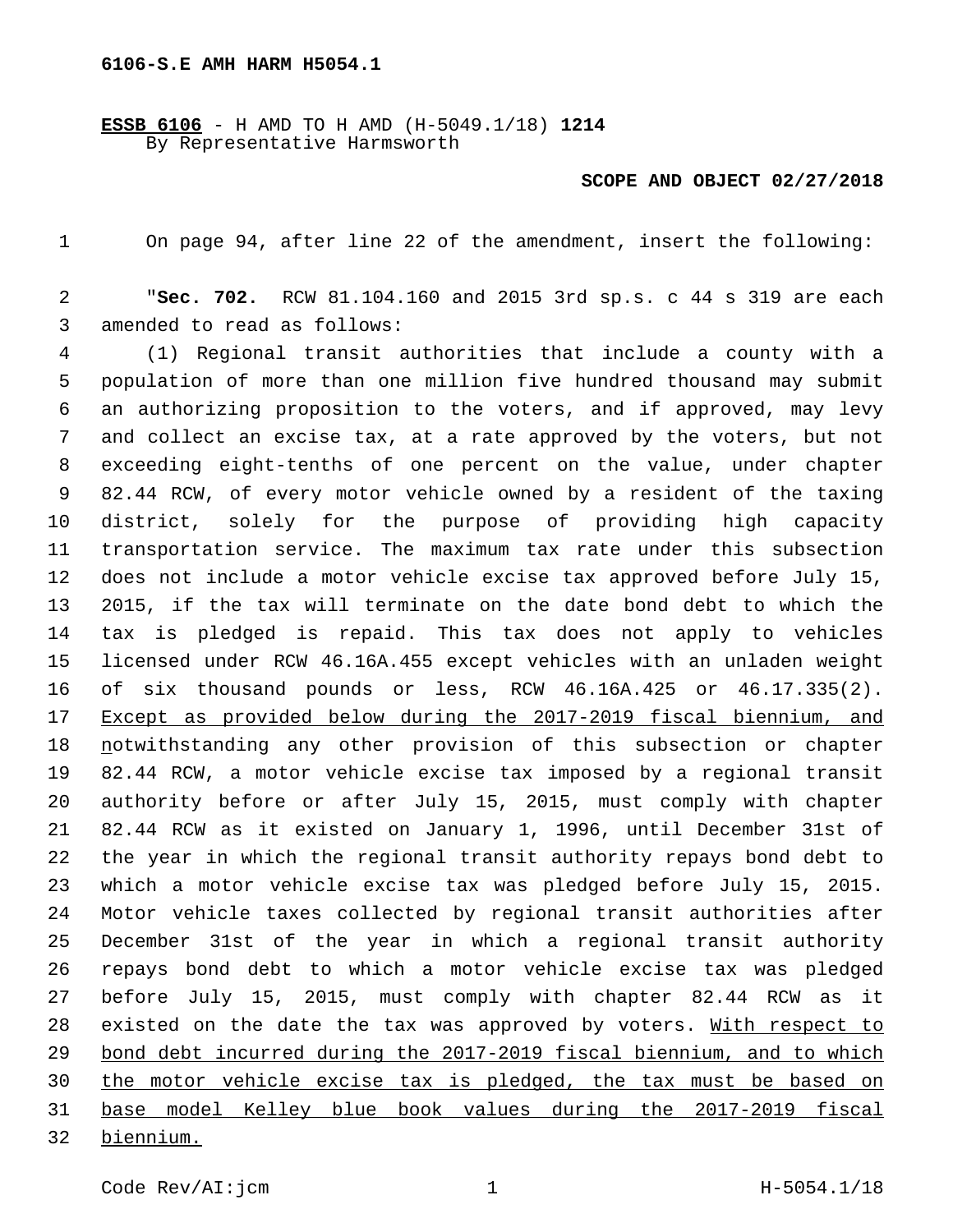6106-S.E AMH HARM H5054.1

**ESSB 6106** - H AMD TO H AMD (H-5049.1/18) **1214**
By Representative Harmsworth

**SCOPE AND OBJECT 02/27/2018**

On page 94, after line 22 of the amendment, insert the following:

"**Sec. 702.** RCW 81.104.160 and 2015 3rd sp.s. c 44 s 319 are each amended to read as follows:

(1) Regional transit authorities that include a county with a population of more than one million five hundred thousand may submit an authorizing proposition to the voters, and if approved, may levy and collect an excise tax, at a rate approved by the voters, but not exceeding eight-tenths of one percent on the value, under chapter 82.44 RCW, of every motor vehicle owned by a resident of the taxing district, solely for the purpose of providing high capacity transportation service. The maximum tax rate under this subsection does not include a motor vehicle excise tax approved before July 15, 2015, if the tax will terminate on the date bond debt to which the tax is pledged is repaid. This tax does not apply to vehicles licensed under RCW 46.16A.455 except vehicles with an unladen weight of six thousand pounds or less, RCW 46.16A.425 or 46.17.335(2). <u>Except as provided below during the 2017-2019 fiscal biennium, and n</u>otwithstanding any other provision of this subsection or chapter 82.44 RCW, a motor vehicle excise tax imposed by a regional transit authority before or after July 15, 2015, must comply with chapter 82.44 RCW as it existed on January 1, 1996, until December 31st of the year in which the regional transit authority repays bond debt to which a motor vehicle excise tax was pledged before July 15, 2015. Motor vehicle taxes collected by regional transit authorities after December 31st of the year in which a regional transit authority repays bond debt to which a motor vehicle excise tax was pledged before July 15, 2015, must comply with chapter 82.44 RCW as it existed on the date the tax was approved by voters. <u>With respect to bond debt incurred during the 2017-2019 fiscal biennium, and to which the motor vehicle excise tax is pledged, the tax must be based on base model Kelley blue book values during the 2017-2019 fiscal biennium.</u>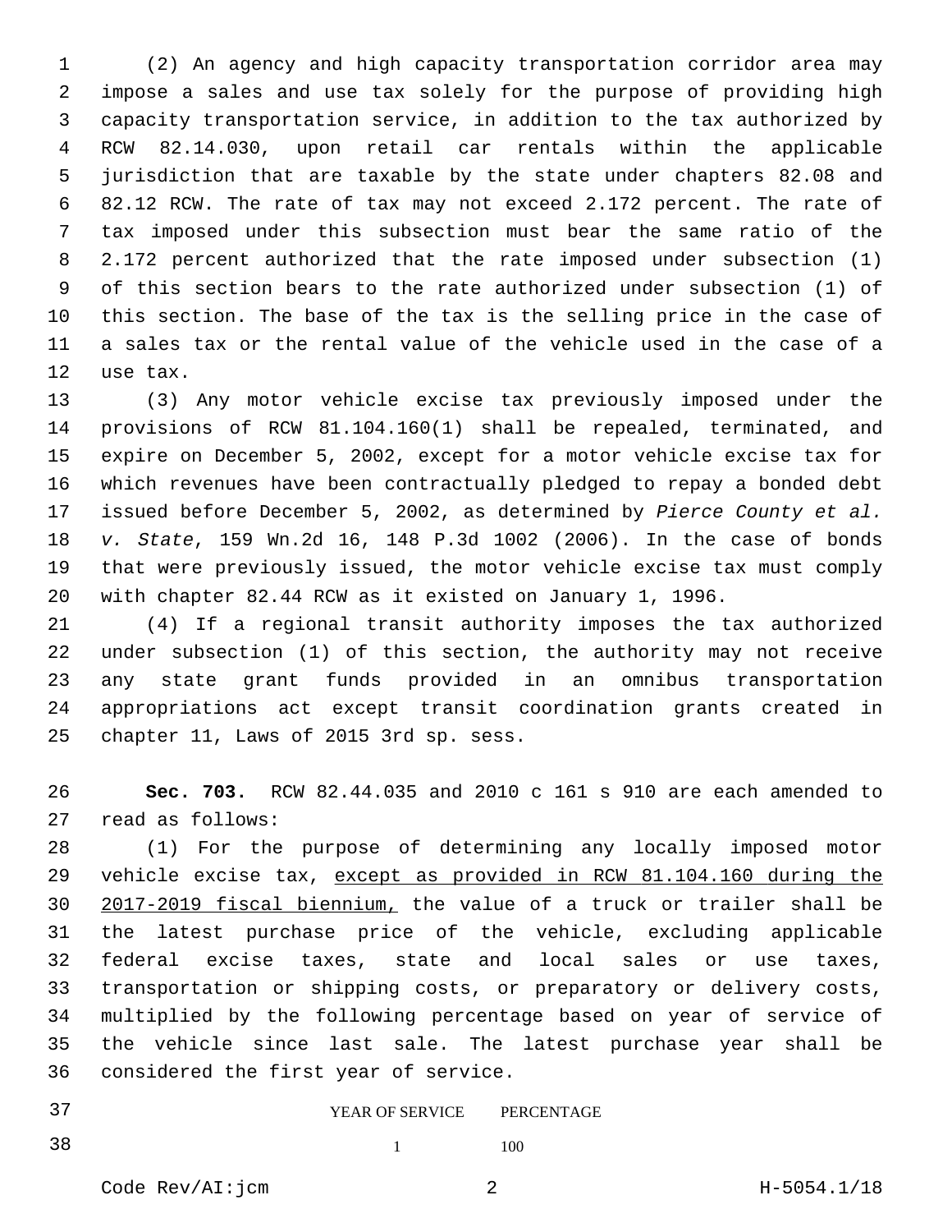(2) An agency and high capacity transportation corridor area may impose a sales and use tax solely for the purpose of providing high capacity transportation service, in addition to the tax authorized by RCW 82.14.030, upon retail car rentals within the applicable jurisdiction that are taxable by the state under chapters 82.08 and 82.12 RCW. The rate of tax may not exceed 2.172 percent. The rate of tax imposed under this subsection must bear the same ratio of the 2.172 percent authorized that the rate imposed under subsection (1) of this section bears to the rate authorized under subsection (1) of this section. The base of the tax is the selling price in the case of a sales tax or the rental value of the vehicle used in the case of a use tax.

(3) Any motor vehicle excise tax previously imposed under the provisions of RCW 81.104.160(1) shall be repealed, terminated, and expire on December 5, 2002, except for a motor vehicle excise tax for which revenues have been contractually pledged to repay a bonded debt issued before December 5, 2002, as determined by *Pierce County et al. v. State*, 159 Wn.2d 16, 148 P.3d 1002 (2006). In the case of bonds that were previously issued, the motor vehicle excise tax must comply with chapter 82.44 RCW as it existed on January 1, 1996.

(4) If a regional transit authority imposes the tax authorized under subsection (1) of this section, the authority may not receive any state grant funds provided in an omnibus transportation appropriations act except transit coordination grants created in chapter 11, Laws of 2015 3rd sp. sess.

**Sec. 703.** RCW 82.44.035 and 2010 c 161 s 910 are each amended to read as follows:

(1) For the purpose of determining any locally imposed motor vehicle excise tax, <u>except as provided in RCW 81.104.160 during the 2017-2019 fiscal biennium,</u> the value of a truck or trailer shall be the latest purchase price of the vehicle, excluding applicable federal excise taxes, state and local sales or use taxes, transportation or shipping costs, or preparatory or delivery costs, multiplied by the following percentage based on year of service of the vehicle since last sale. The latest purchase year shall be considered the first year of service.

| YEAR OF SERVICE | PERCENTAGE |
|---|---|
| 1 | 100 |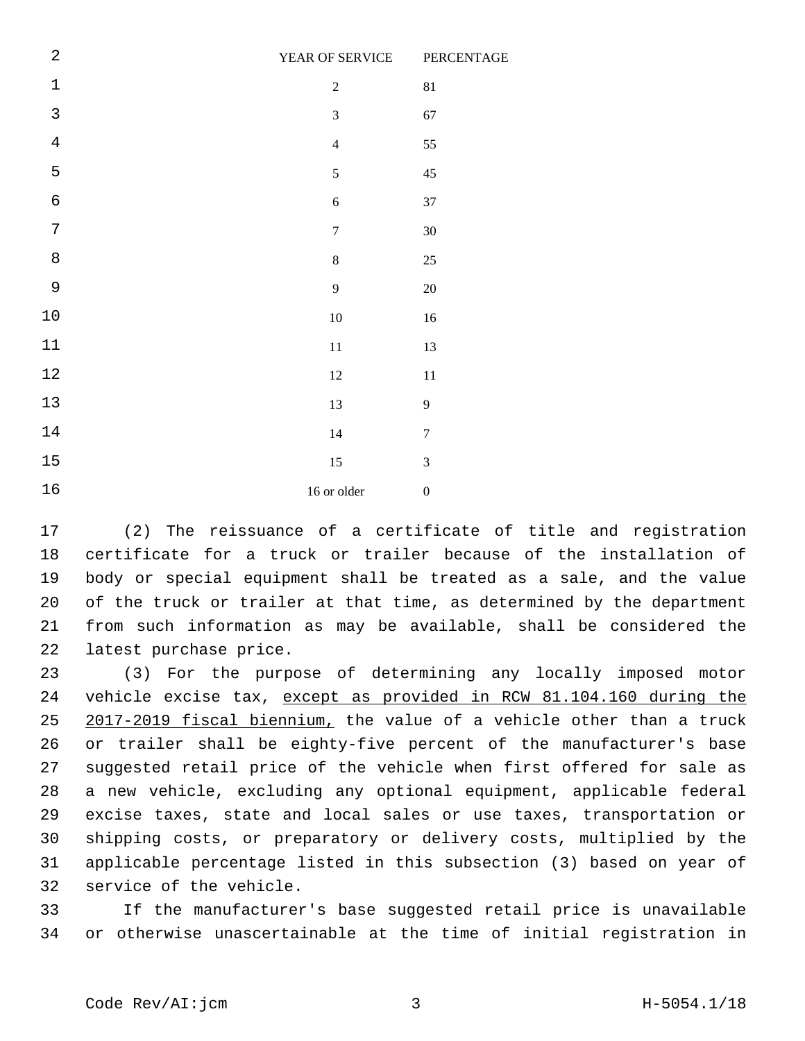| YEAR OF SERVICE | PERCENTAGE |
|---|---|
| 2 | 81 |
| 3 | 67 |
| 4 | 55 |
| 5 | 45 |
| 6 | 37 |
| 7 | 30 |
| 8 | 25 |
| 9 | 20 |
| 10 | 16 |
| 11 | 13 |
| 12 | 11 |
| 13 | 9 |
| 14 | 7 |
| 15 | 3 |
| 16 or older | 0 |

(2) The reissuance of a certificate of title and registration certificate for a truck or trailer because of the installation of body or special equipment shall be treated as a sale, and the value of the truck or trailer at that time, as determined by the department from such information as may be available, shall be considered the latest purchase price.

(3) For the purpose of determining any locally imposed motor vehicle excise tax, except as provided in RCW 81.104.160 during the 2017-2019 fiscal biennium, the value of a vehicle other than a truck or trailer shall be eighty-five percent of the manufacturer's base suggested retail price of the vehicle when first offered for sale as a new vehicle, excluding any optional equipment, applicable federal excise taxes, state and local sales or use taxes, transportation or shipping costs, or preparatory or delivery costs, multiplied by the applicable percentage listed in this subsection (3) based on year of service of the vehicle.

If the manufacturer's base suggested retail price is unavailable or otherwise unascertainable at the time of initial registration in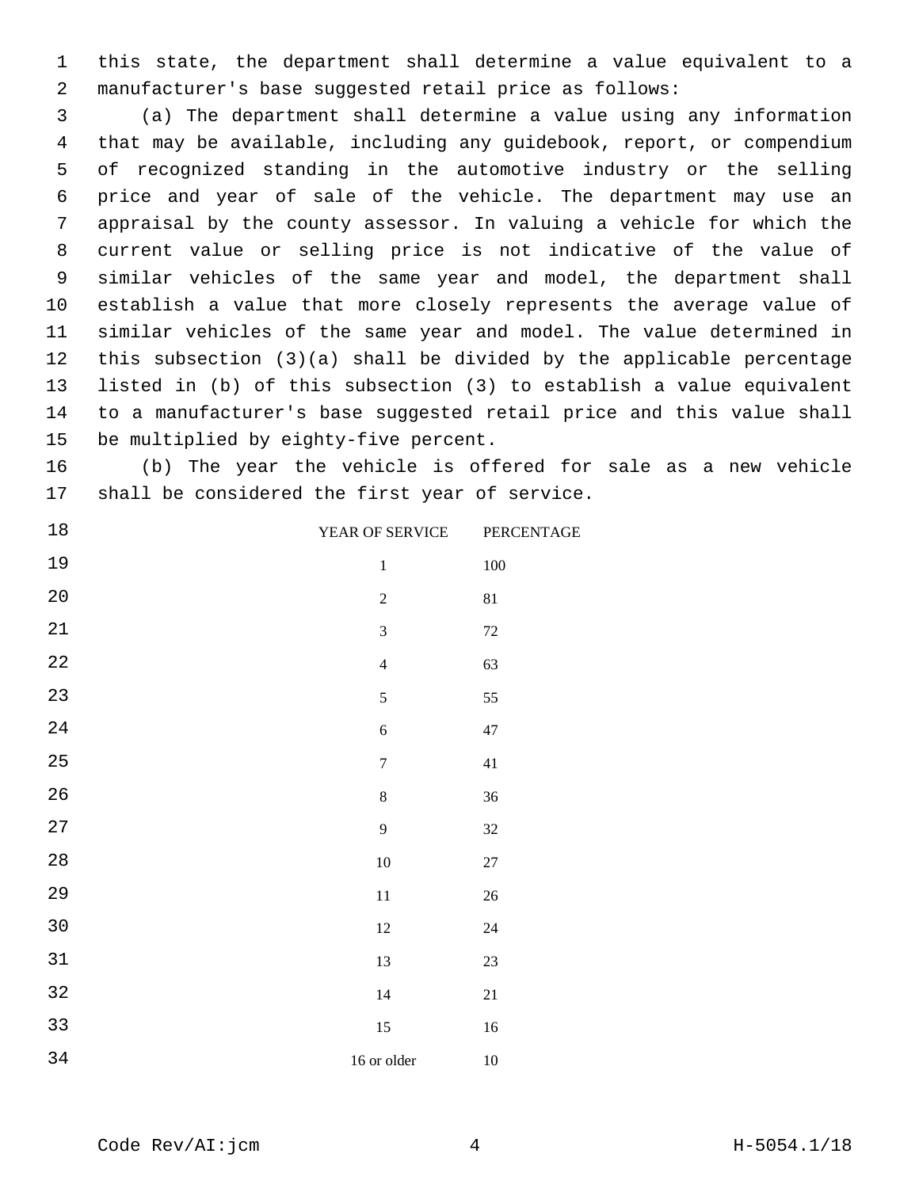this state, the department shall determine a value equivalent to a manufacturer's base suggested retail price as follows:

(a) The department shall determine a value using any information that may be available, including any guidebook, report, or compendium of recognized standing in the automotive industry or the selling price and year of sale of the vehicle. The department may use an appraisal by the county assessor. In valuing a vehicle for which the current value or selling price is not indicative of the value of similar vehicles of the same year and model, the department shall establish a value that more closely represents the average value of similar vehicles of the same year and model. The value determined in this subsection (3)(a) shall be divided by the applicable percentage listed in (b) of this subsection (3) to establish a value equivalent to a manufacturer's base suggested retail price and this value shall be multiplied by eighty-five percent.

(b) The year the vehicle is offered for sale as a new vehicle shall be considered the first year of service.

| YEAR OF SERVICE | PERCENTAGE |
|---|---|
| 1 | 100 |
| 2 | 81 |
| 3 | 72 |
| 4 | 63 |
| 5 | 55 |
| 6 | 47 |
| 7 | 41 |
| 8 | 36 |
| 9 | 32 |
| 10 | 27 |
| 11 | 26 |
| 12 | 24 |
| 13 | 23 |
| 14 | 21 |
| 15 | 16 |
| 16 or older | 10 |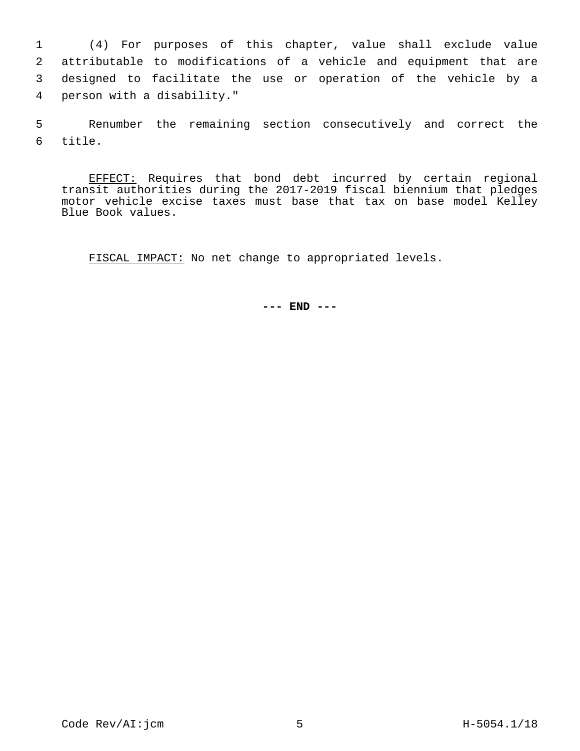(4) For purposes of this chapter, value shall exclude value attributable to modifications of a vehicle and equipment that are designed to facilitate the use or operation of the vehicle by a person with a disability."

Renumber the remaining section consecutively and correct the title.

EFFECT: Requires that bond debt incurred by certain regional transit authorities during the 2017-2019 fiscal biennium that pledges motor vehicle excise taxes must base that tax on base model Kelley Blue Book values.

FISCAL IMPACT: No net change to appropriated levels.

**--- END ---**